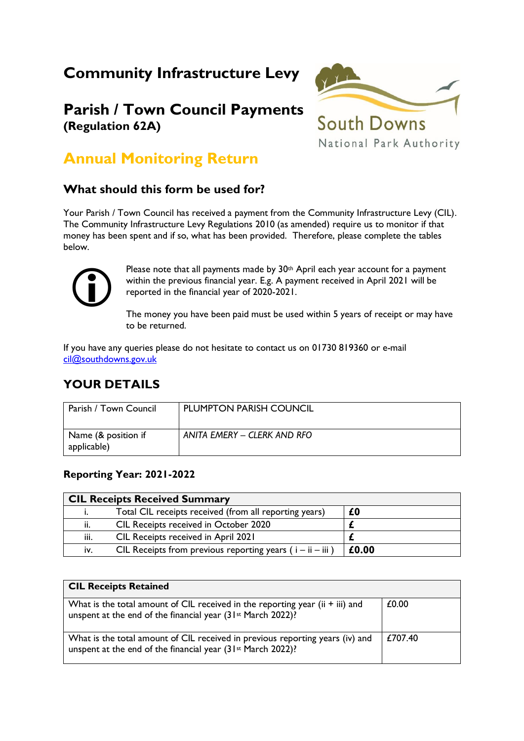# Community Infrastructure Levy

## Parish / Town Council Payments
**(Regulation 62A)**

South Downs National Park Authority

## Annual Monitoring Return

### What should this form be used for?

Your Parish / Town Council has received a payment from the Community Infrastructure Levy (CIL). The Community Infrastructure Levy Regulations 2010 (as amended) require us to monitor if that money has been spent and if so, what has been provided. Therefore, please complete the tables below.

Please note that all payments made by 30th April each year account for a payment within the previous financial year. E.g. A payment received in April 2021 will be reported in the financial year of 2020-2021.

The money you have been paid must be used within 5 years of receipt or may have to be returned.

If you have any queries please do not hesitate to contact us on 01730 819360 or e-mail cil@southdowns.gov.uk

## YOUR DETAILS

| Parish / Town Council | PLUMPTON PARISH COUNCIL |
|---|---|
| Name (& position if applicable) | *ANITA EMERY – CLERK AND RFO* |

**Reporting Year: 2021-2022**

| CIL Receipts Received Summary | | |
|---|---|---|
| i. | Total CIL receipts received (from all reporting years) | **£0** |
| ii. | CIL Receipts received in October 2020 | **£** |
| iii. | CIL Receipts received in April 2021 | **£** |
| iv. | CIL Receipts from previous reporting years ( i – ii – iii ) | **£0.00** |

| CIL Receipts Retained | |
|---|---|
| What is the total amount of CIL received in the reporting year (ii + iii) and unspent at the end of the financial year (31st March 2022)? | £0.00 |
| What is the total amount of CIL received in previous reporting years (iv) and unspent at the end of the financial year (31st March 2022)? | £707.40 |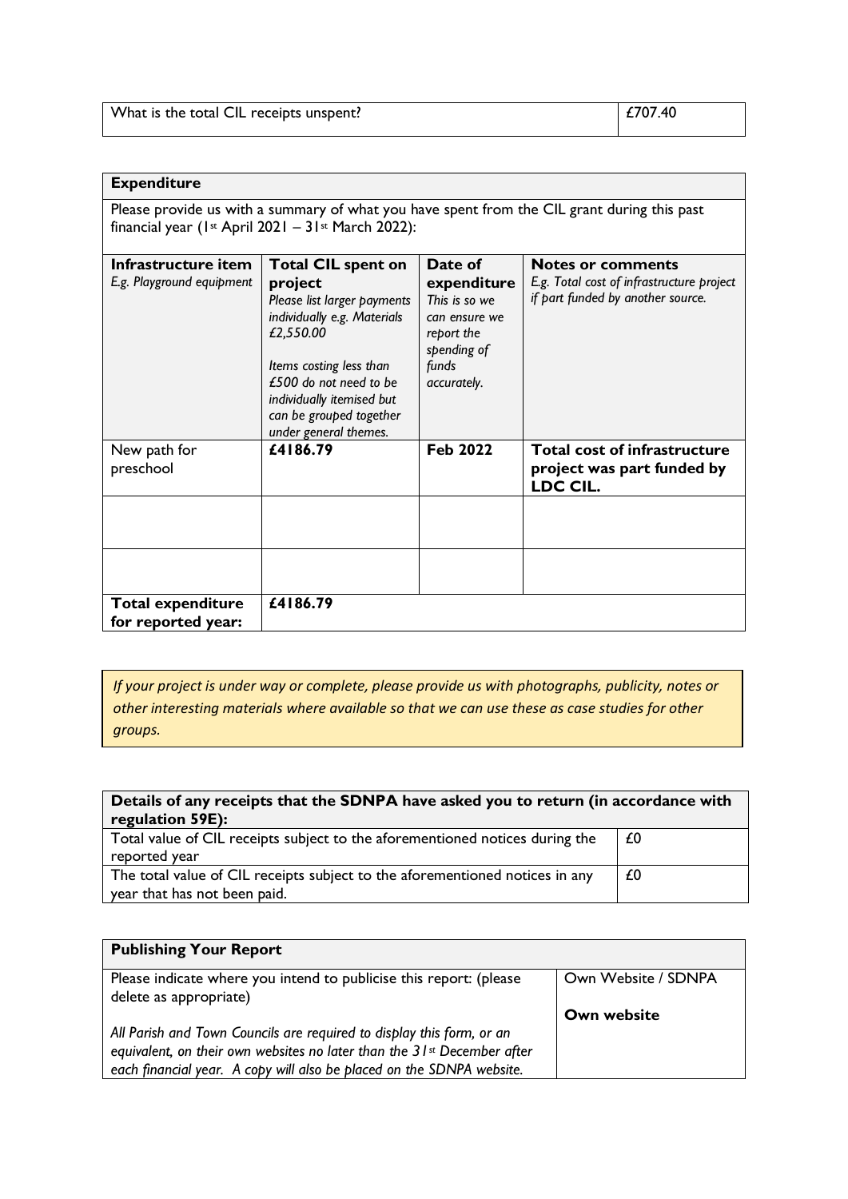| What is the total CIL receipts unspent? | £707.40 |
|---|---|

**Expenditure**

Please provide us with a summary of what you have spent from the CIL grant during this past financial year (1st April 2021 – 31st March 2022):

| **Infrastructure item** *E.g. Playground equipment* | **Total CIL spent on project** *Please list larger payments individually e.g. Materials £2,550.00* *Items costing less than £500 do not need to be individually itemised but can be grouped together under general themes.* | **Date of expenditure** *This is so we can ensure we report the spending of funds accurately.* | **Notes or comments** *E.g. Total cost of infrastructure project if part funded by another source.* |
|---|---|---|---|
| New path for preschool | **£4186.79** | **Feb 2022** | **Total cost of infrastructure project was part funded by LDC CIL.** |
| | | | |
| | | | |
| **Total expenditure for reported year:** | **£4186.79** | | |

*If your project is under way or complete, please provide us with photographs, publicity, notes or other interesting materials where available so that we can use these as case studies for other groups.*

| **Details of any receipts that the SDNPA have asked you to return (in accordance with regulation 59E):** | |
|---|---|
| Total value of CIL receipts subject to the aforementioned notices during the reported year | £0 |
| The total value of CIL receipts subject to the aforementioned notices in any year that has not been paid. | £0 |

| **Publishing Your Report** | |
|---|---|
| Please indicate where you intend to publicise this report: (please delete as appropriate)<br><br>*All Parish and Town Councils are required to display this form, or an equivalent, on their own websites no later than the 31st December after each financial year. A copy will also be placed on the SDNPA website.* | Own Website / SDNPA<br><br>**Own website** |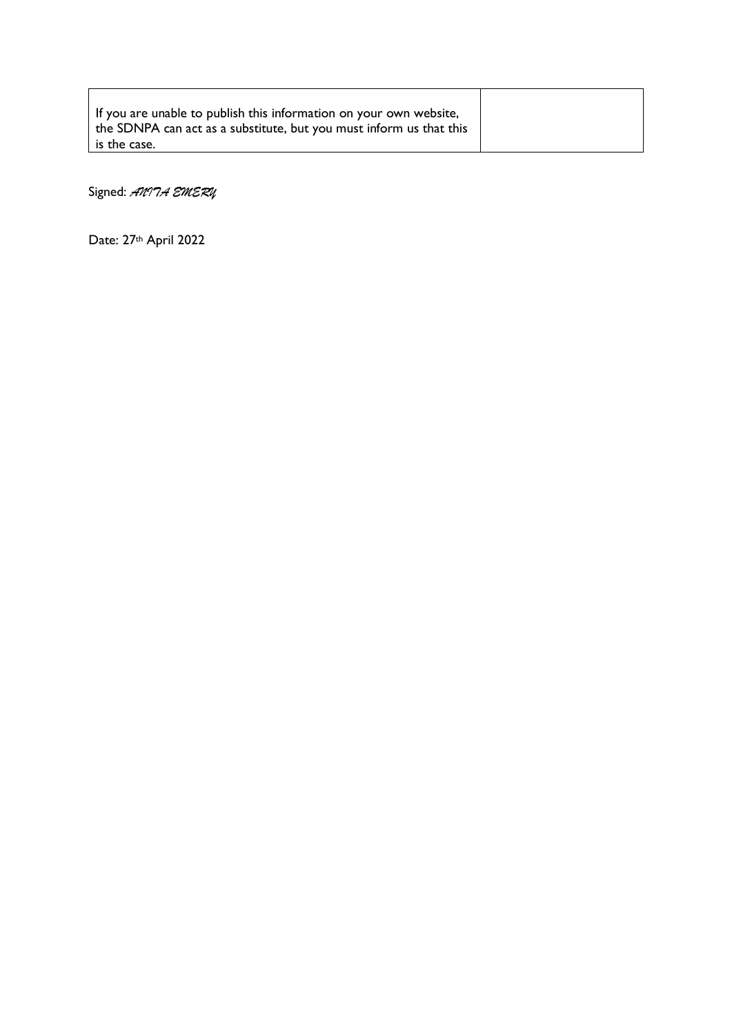| | |
|---|---|
| If you are unable to publish this information on your own website, the SDNPA can act as a substitute, but you must inform us that this is the case. | |

Signed: *ANITA EMERY*

Date: 27th April 2022